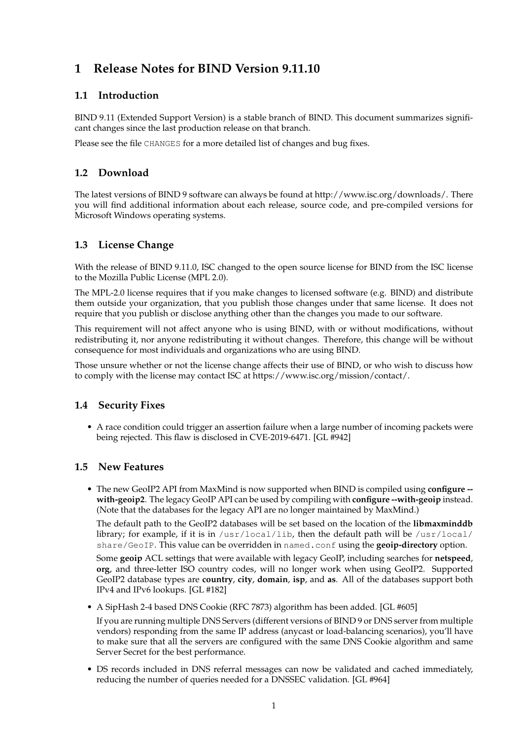# 1 Release Notes for BIND Version 9.11.10

## 1.1 Introduction

BIND 9.11 (Extended Support Version) is a stable branch of BIND. This document summarizes significant changes since the last production release on that branch.

Please see the file `CHANGES` for a more detailed list of changes and bug fixes.

## 1.2 Download

The latest versions of BIND 9 software can always be found at http://www.isc.org/downloads/. There you will find additional information about each release, source code, and pre-compiled versions for Microsoft Windows operating systems.

## 1.3 License Change

With the release of BIND 9.11.0, ISC changed to the open source license for BIND from the ISC license to the Mozilla Public License (MPL 2.0).

The MPL-2.0 license requires that if you make changes to licensed software (e.g. BIND) and distribute them outside your organization, that you publish those changes under that same license. It does not require that you publish or disclose anything other than the changes you made to our software.

This requirement will not affect anyone who is using BIND, with or without modifications, without redistributing it, nor anyone redistributing it without changes. Therefore, this change will be without consequence for most individuals and organizations who are using BIND.

Those unsure whether or not the license change affects their use of BIND, or who wish to discuss how to comply with the license may contact ISC at https://www.isc.org/mission/contact/.

## 1.4 Security Fixes

- A race condition could trigger an assertion failure when a large number of incoming packets were being rejected. This flaw is disclosed in CVE-2019-6471. [GL #942]

## 1.5 New Features

- The new GeoIP2 API from MaxMind is now supported when BIND is compiled using **configure --with-geoip2**. The legacy GeoIP API can be used by compiling with **configure --with-geoip** instead. (Note that the databases for the legacy API are no longer maintained by MaxMind.)

  The default path to the GeoIP2 databases will be set based on the location of the **libmaxminddb** library; for example, if it is in `/usr/local/lib`, then the default path will be `/usr/local/share/GeoIP`. This value can be overridden in `named.conf` using the **geoip-directory** option.

  Some **geoip** ACL settings that were available with legacy GeoIP, including searches for **netspeed**, **org**, and three-letter ISO country codes, will no longer work when using GeoIP2. Supported GeoIP2 database types are **country**, **city**, **domain**, **isp**, and **as**. All of the databases support both IPv4 and IPv6 lookups. [GL #182]

- A SipHash 2-4 based DNS Cookie (RFC 7873) algorithm has been added. [GL #605]

  If you are running multiple DNS Servers (different versions of BIND 9 or DNS server from multiple vendors) responding from the same IP address (anycast or load-balancing scenarios), you'll have to make sure that all the servers are configured with the same DNS Cookie algorithm and same Server Secret for the best performance.

- DS records included in DNS referral messages can now be validated and cached immediately, reducing the number of queries needed for a DNSSEC validation. [GL #964]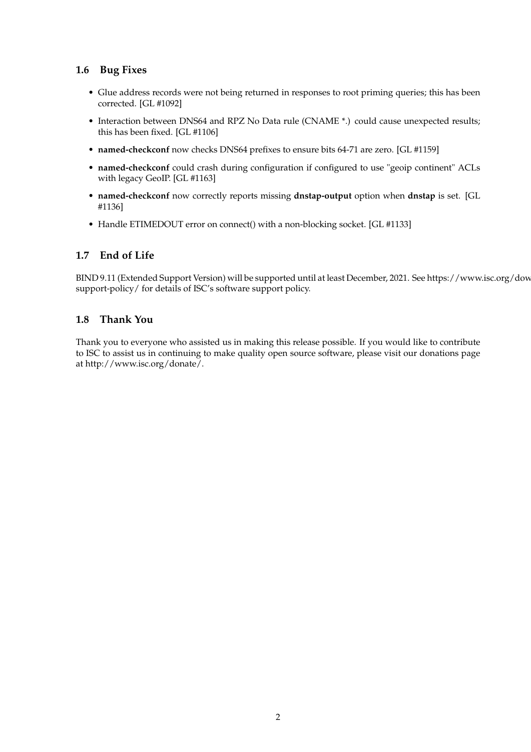### 1.6 Bug Fixes

- Glue address records were not being returned in responses to root priming queries; this has been corrected. [GL #1092]
- Interaction between DNS64 and RPZ No Data rule (CNAME *.) could cause unexpected results; this has been fixed. [GL #1106]
- **named-checkconf** now checks DNS64 prefixes to ensure bits 64-71 are zero. [GL #1159]
- **named-checkconf** could crash during configuration if configured to use "geoip continent" ACLs with legacy GeoIP. [GL #1163]
- **named-checkconf** now correctly reports missing **dnstap-output** option when **dnstap** is set. [GL #1136]
- Handle ETIMEDOUT error on connect() with a non-blocking socket. [GL #1133]

### 1.7 End of Life

BIND 9.11 (Extended Support Version) will be supported until at least December, 2021. See https://www.isc.org/dow support-policy/ for details of ISC's software support policy.

### 1.8 Thank You

Thank you to everyone who assisted us in making this release possible. If you would like to contribute to ISC to assist us in continuing to make quality open source software, please visit our donations page at http://www.isc.org/donate/.